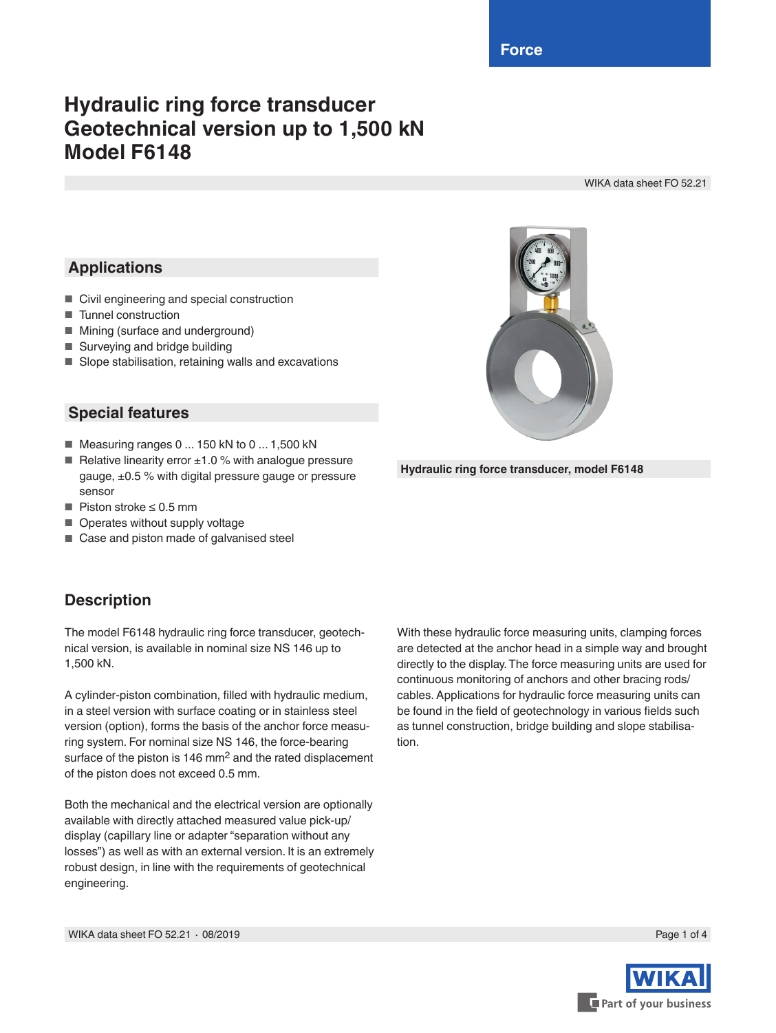# Hydraulic ring force transducer Geotechnical version up to 1,500 kN Model F6148

## Applications

- Civil engineering and special construction
- Tunnel construction
- Mining (surface and underground)
- Surveying and bridge building
- Slope stabilisation, retaining walls and excavations

## Special features

- Measuring ranges 0 ... 150 kN to 0 ... 1,500 kN
- Relative linearity error ±1.0 % with analogue pressure gauge, ±0.5 % with digital pressure gauge or pressure sensor
- Piston stroke ≤ 0.5 mm
- Operates without supply voltage
- Case and piston made of galvanised steel

Hydraulic ring force transducer, model F6148

## Description

The model F6148 hydraulic ring force transducer, geotechnical version, is available in nominal size NS 146 up to 1,500 kN.

A cylinder-piston combination, filled with hydraulic medium, in a steel version with surface coating or in stainless steel version (option), forms the basis of the anchor force measuring system. For nominal size NS 146, the force-bearing surface of the piston is 146 $mm^2$ and the rated displacement of the piston does not exceed 0.5 mm.

Both the mechanical and the electrical version are optionally available with directly attached measured value pick-up/display (capillary line or adapter "separation without any losses") as well as with an external version. It is an extremely robust design, in line with the requirements of geotechnical engineering.

With these hydraulic force measuring units, clamping forces are detected at the anchor head in a simple way and brought directly to the display. The force measuring units are used for continuous monitoring of anchors and other bracing rods/cables. Applications for hydraulic force measuring units can be found in the field of geotechnology in various fields such as tunnel construction, bridge building and slope stabilisation.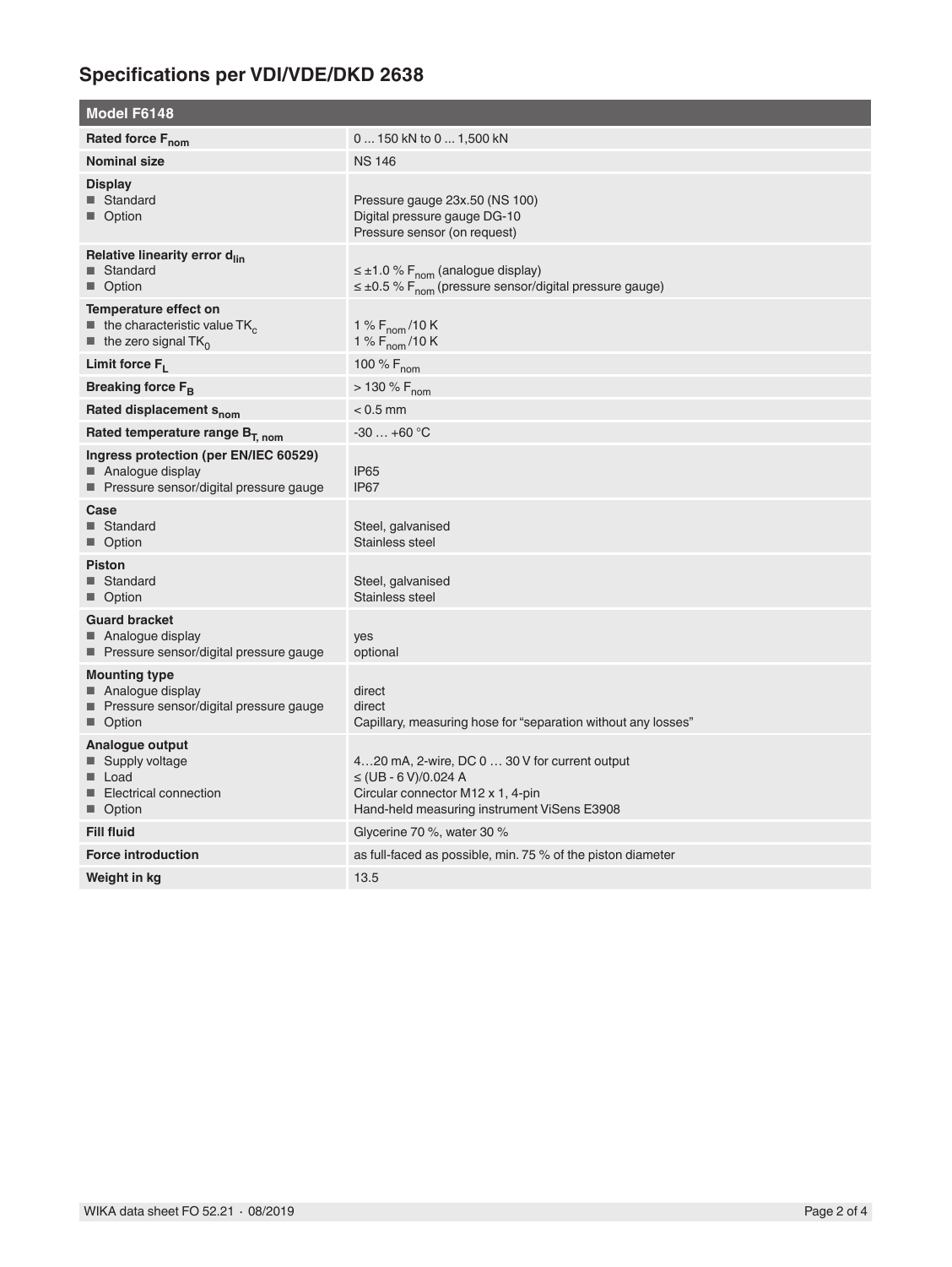## Specifications per VDI/VDE/DKD 2638

| Model F6148 | |
|---|---|
| **Rated force $F_{nom}$** | 0 ... 150 kN to 0 ... 1,500 kN |
| **Nominal size** | NS 146 |
| **Display**<br>■ Standard<br>■ Option | <br>Pressure gauge 23x.50 (NS 100)<br>Digital pressure gauge DG-10<br>Pressure sensor (on request) |
| **Relative linearity error $d_{lin}$**<br>■ Standard<br>■ Option | <br>≤ ±1.0 % $F_{nom}$ (analogue display)<br>≤ ±0.5 % $F_{nom}$ (pressure sensor/digital pressure gauge) |
| **Temperature effect on**<br>■ the characteristic value $TK_c$<br>■ the zero signal $TK_0$ | <br>1 % $F_{nom}$/10 K<br>1 % $F_{nom}$/10 K |
| **Limit force $F_L$** | 100 % $F_{nom}$ |
| **Breaking force $F_B$** | > 130 % $F_{nom}$ |
| **Rated displacement $s_{nom}$** | < 0.5 mm |
| **Rated temperature range $B_{T, nom}$** | -30 … +60 °C |
| **Ingress protection (per EN/IEC 60529)**<br>■ Analogue display<br>■ Pressure sensor/digital pressure gauge | <br>IP65<br>IP67 |
| **Case**<br>■ Standard<br>■ Option | <br>Steel, galvanised<br>Stainless steel |
| **Piston**<br>■ Standard<br>■ Option | <br>Steel, galvanised<br>Stainless steel |
| **Guard bracket**<br>■ Analogue display<br>■ Pressure sensor/digital pressure gauge | <br>yes<br>optional |
| **Mounting type**<br>■ Analogue display<br>■ Pressure sensor/digital pressure gauge<br>■ Option | <br>direct<br>direct<br>Capillary, measuring hose for "separation without any losses" |
| **Analogue output**<br>■ Supply voltage<br>■ Load<br>■ Electrical connection<br>■ Option | <br>4…20 mA, 2-wire, DC 0 … 30 V for current output<br>≤ (UB - 6 V)/0.024 A<br>Circular connector M12 x 1, 4-pin<br>Hand-held measuring instrument ViSens E3908 |
| **Fill fluid** | Glycerine 70 %, water 30 % |
| **Force introduction** | as full-faced as possible, min. 75 % of the piston diameter |
| **Weight in kg** | 13.5 |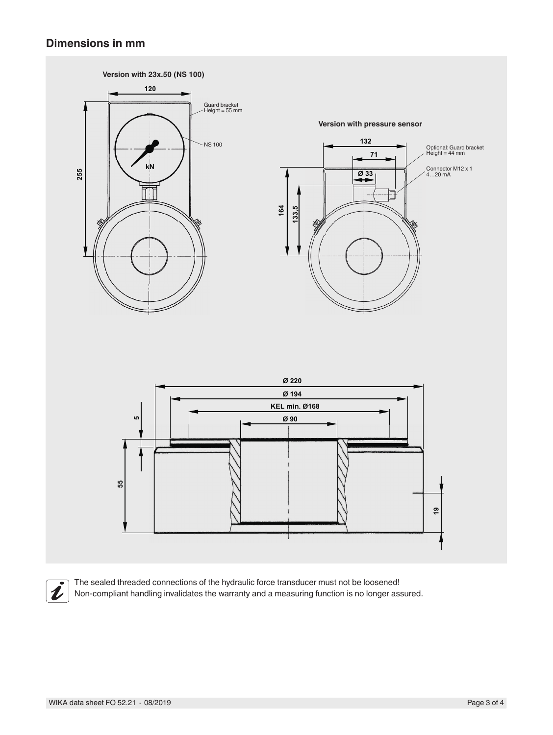## Dimensions in mm

**Version with 23x.50 (NS 100)**

120

255

Guard bracket
Height = 55 mm

NS 100

kN

**Version with pressure sensor**

132

71

Ø 33

164

133,5

Optional: Guard bracket
Height = 44 mm

Connector M12 x 1
4…20 mA

Ø 220

Ø 194

KEL min. Ø168

Ø 90

5

55

19

The sealed threaded connections of the hydraulic force transducer must not be loosened!
Non-compliant handling invalidates the warranty and a measuring function is no longer assured.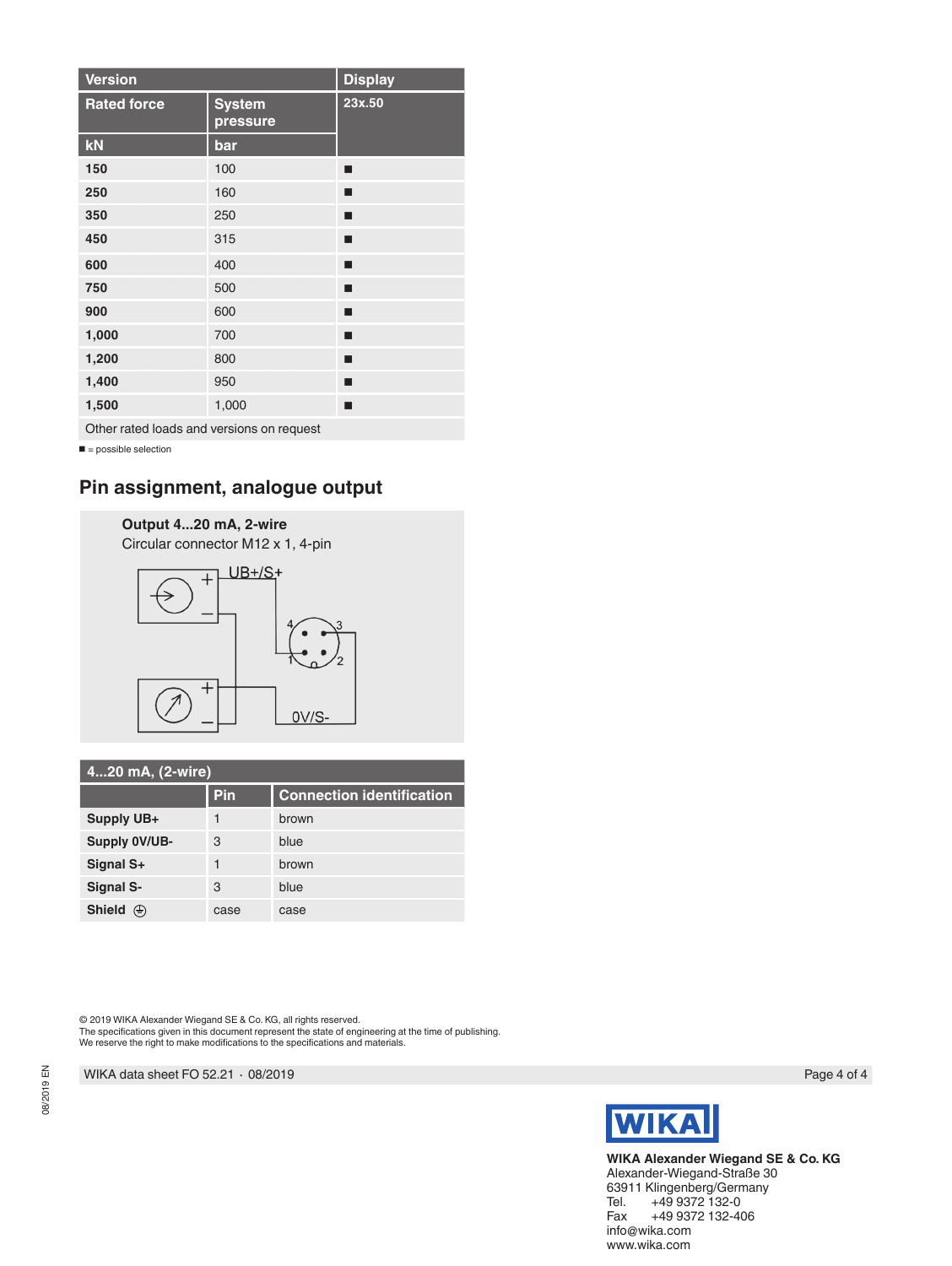| Version | | Display |
|---|---|---|
| Rated force | System pressure | 23x50 |
| kN | bar | |
| 150 | 100 | ■ |
| 250 | 160 | ■ |
| 350 | 250 | ■ |
| 450 | 315 | ■ |
| 600 | 400 | ■ |
| 750 | 500 | ■ |
| 900 | 600 | ■ |
| 1,000 | 700 | ■ |
| 1,200 | 800 | ■ |
| 1,400 | 950 | ■ |
| 1,500 | 1,000 | ■ |
| Other rated loads and versions on request | | |

■ = possible selection

## Pin assignment, analogue output

**Output 4...20 mA, 2-wire**
Circular connector M12 x 1, 4-pin

UB+/S+

0V/S-

| 4...20 mA, (2-wire) | | |
|---|---|---|
| | Pin | Connection identification |
| Supply UB+ | 1 | brown |
| Supply 0V/UB- | 3 | blue |
| Signal S+ | 1 | brown |
| Signal S- | 3 | blue |
| Shield ⏚ | case | case |

© 2019 WIKA Alexander Wiegand SE & Co. KG, all rights reserved.
The specifications given in this document represent the state of engineering at the time of publishing.
We reserve the right to make modifications to the specifications and materials.

WIKA data sheet FO 52.21 · 08/2019

**WIKA Alexander Wiegand SE & Co. KG**
Alexander-Wiegand-Straße 30
63911 Klingenberg/Germany
Tel. +49 9372 132-0
Fax +49 9372 132-406
info@wika.com
www.wika.com